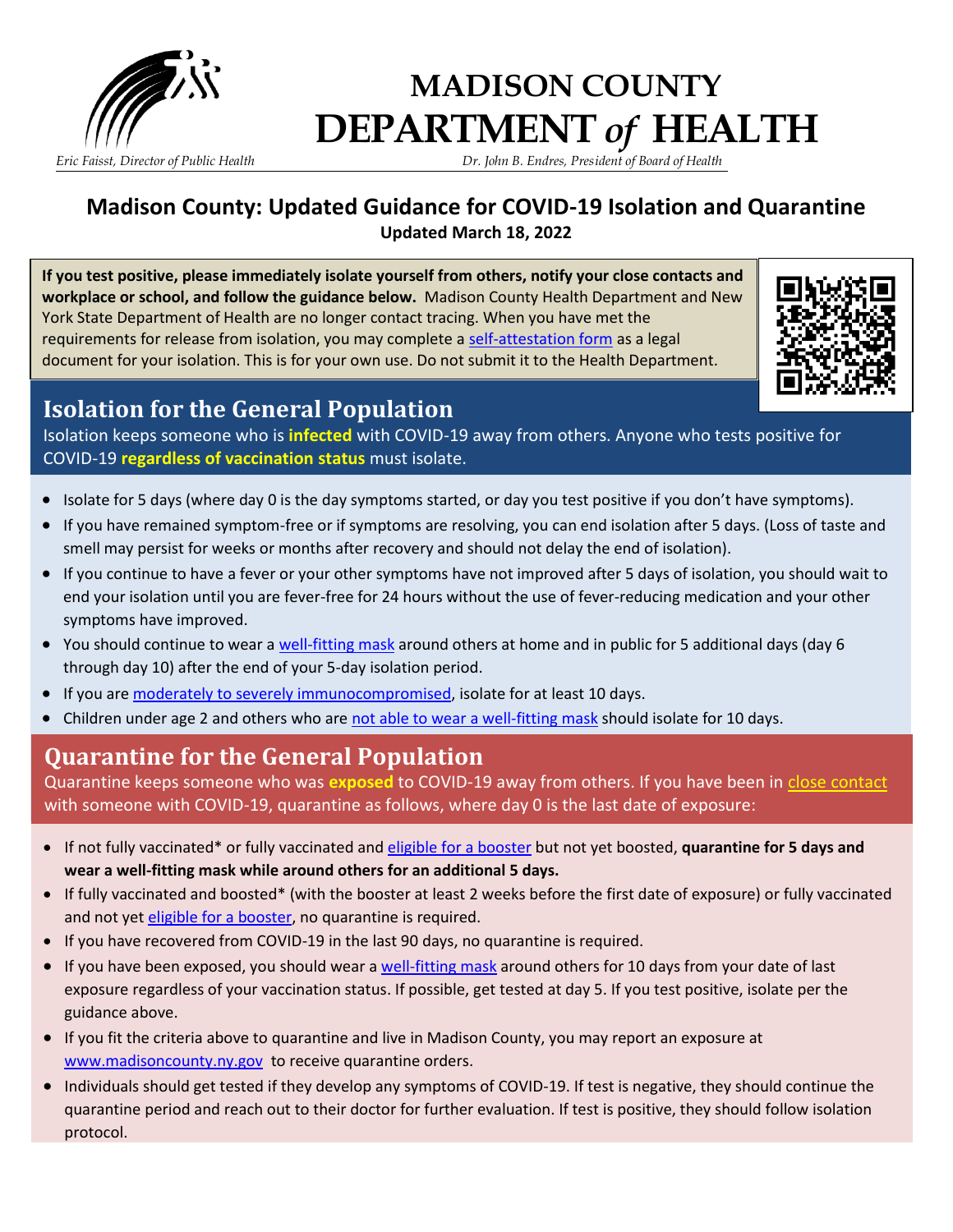# MADISON COUNTY DEPARTMENT *of* HEALTH

*Eric Faisst, Director of Public Health*

*Dr. John B. Endres, President of Board of Health*

## Madison County: Updated Guidance for COVID-19 Isolation and Quarantine

**Updated March 18, 2022**

**If you test positive, please immediately isolate yourself from others, notify your close contacts and workplace or school, and follow the guidance below.** Madison County Health Department and New York State Department of Health are no longer contact tracing. When you have met the requirements for release from isolation, you may complete a self-attestation form as a legal document for your isolation. This is for your own use. Do not submit it to the Health Department.

## Isolation for the General Population

Isolation keeps someone who is **infected** with COVID-19 away from others. Anyone who tests positive for COVID-19 **regardless of vaccination status** must isolate.

- Isolate for 5 days (where day 0 is the day symptoms started, or day you test positive if you don't have symptoms).
- If you have remained symptom-free or if symptoms are resolving, you can end isolation after 5 days. (Loss of taste and smell may persist for weeks or months after recovery and should not delay the end of isolation).
- If you continue to have a fever or your other symptoms have not improved after 5 days of isolation, you should wait to end your isolation until you are fever-free for 24 hours without the use of fever-reducing medication and your other symptoms have improved.
- You should continue to wear a well-fitting mask around others at home and in public for 5 additional days (day 6 through day 10) after the end of your 5-day isolation period.
- If you are moderately to severely immunocompromised, isolate for at least 10 days.
- Children under age 2 and others who are not able to wear a well-fitting mask should isolate for 10 days.

## Quarantine for the General Population

Quarantine keeps someone who was **exposed** to COVID-19 away from others. If you have been in close contact with someone with COVID-19, quarantine as follows, where day 0 is the last date of exposure:

- If not fully vaccinated* or fully vaccinated and eligible for a booster but not yet boosted, **quarantine for 5 days and wear a well-fitting mask while around others for an additional 5 days.**
- If fully vaccinated and boosted* (with the booster at least 2 weeks before the first date of exposure) or fully vaccinated and not yet eligible for a booster, no quarantine is required.
- If you have recovered from COVID-19 in the last 90 days, no quarantine is required.
- If you have been exposed, you should wear a well-fitting mask around others for 10 days from your date of last exposure regardless of your vaccination status. If possible, get tested at day 5. If you test positive, isolate per the guidance above.
- If you fit the criteria above to quarantine and live in Madison County, you may report an exposure at www.madisoncounty.ny.gov to receive quarantine orders.
- Individuals should get tested if they develop any symptoms of COVID-19. If test is negative, they should continue the quarantine period and reach out to their doctor for further evaluation. If test is positive, they should follow isolation protocol.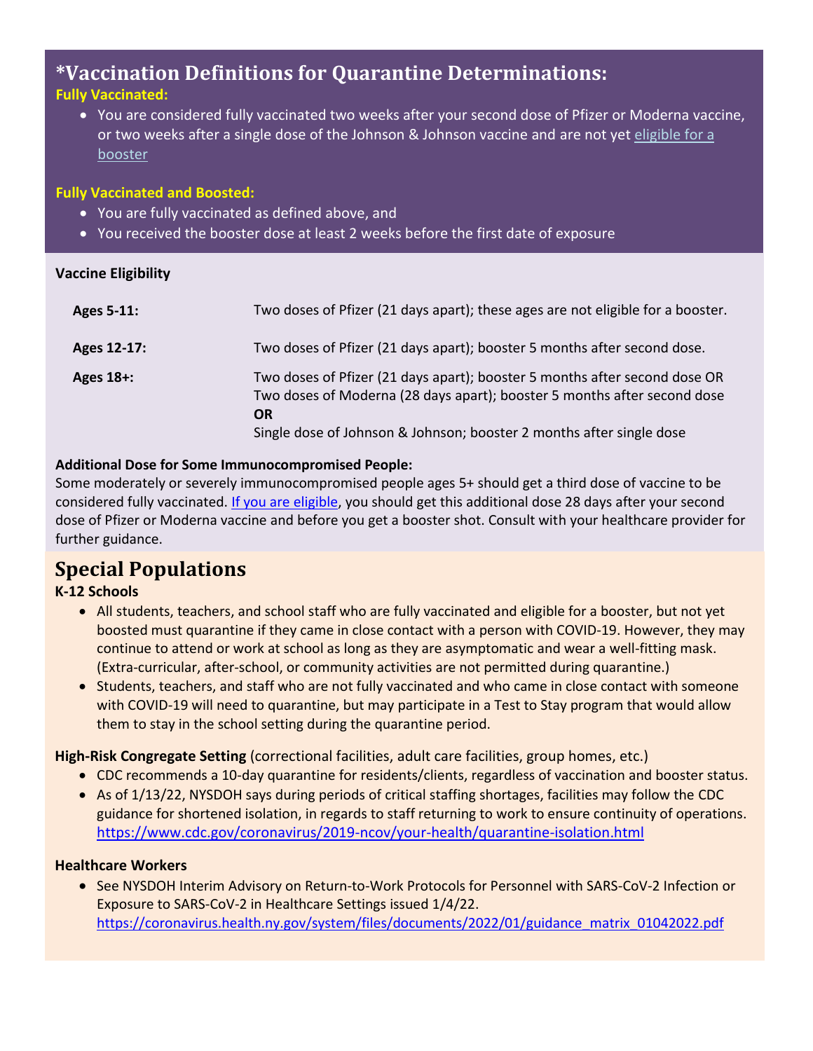# *Vaccination Definitions for Quarantine Determinations:

**Fully Vaccinated:**

- You are considered fully vaccinated two weeks after your second dose of Pfizer or Moderna vaccine, or two weeks after a single dose of the Johnson & Johnson vaccine and are not yet [eligible for a booster]

**Fully Vaccinated and Boosted:**

- You are fully vaccinated as defined above, and
- You received the booster dose at least 2 weeks before the first date of exposure

**Vaccine Eligibility**

| | |
|---|---|
| **Ages 5-11:** | Two doses of Pfizer (21 days apart); these ages are not eligible for a booster. |
| **Ages 12-17:** | Two doses of Pfizer (21 days apart); booster 5 months after second dose. |
| **Ages 18+:** | Two doses of Pfizer (21 days apart); booster 5 months after second dose OR Two doses of Moderna (28 days apart); booster 5 months after second dose **OR** Single dose of Johnson & Johnson; booster 2 months after single dose |

**Additional Dose for Some Immunocompromised People:**
Some moderately or severely immunocompromised people ages 5+ should get a third dose of vaccine to be considered fully vaccinated. [If you are eligible], you should get this additional dose 28 days after your second dose of Pfizer or Moderna vaccine and before you get a booster shot. Consult with your healthcare provider for further guidance.

# Special Populations

**K-12 Schools**

- All students, teachers, and school staff who are fully vaccinated and eligible for a booster, but not yet boosted must quarantine if they came in close contact with a person with COVID-19. However, they may continue to attend or work at school as long as they are asymptomatic and wear a well-fitting mask. (Extra-curricular, after-school, or community activities are not permitted during quarantine.)
- Students, teachers, and staff who are not fully vaccinated and who came in close contact with someone with COVID-19 will need to quarantine, but may participate in a Test to Stay program that would allow them to stay in the school setting during the quarantine period.

**High-Risk Congregate Setting** (correctional facilities, adult care facilities, group homes, etc.)

- CDC recommends a 10-day quarantine for residents/clients, regardless of vaccination and booster status.
- As of 1/13/22, NYSDOH says during periods of critical staffing shortages, facilities may follow the CDC guidance for shortened isolation, in regards to staff returning to work to ensure continuity of operations. https://www.cdc.gov/coronavirus/2019-ncov/your-health/quarantine-isolation.html

**Healthcare Workers**

- See NYSDOH Interim Advisory on Return-to-Work Protocols for Personnel with SARS-CoV-2 Infection or Exposure to SARS-CoV-2 in Healthcare Settings issued 1/4/22. https://coronavirus.health.ny.gov/system/files/documents/2022/01/guidance_matrix_01042022.pdf